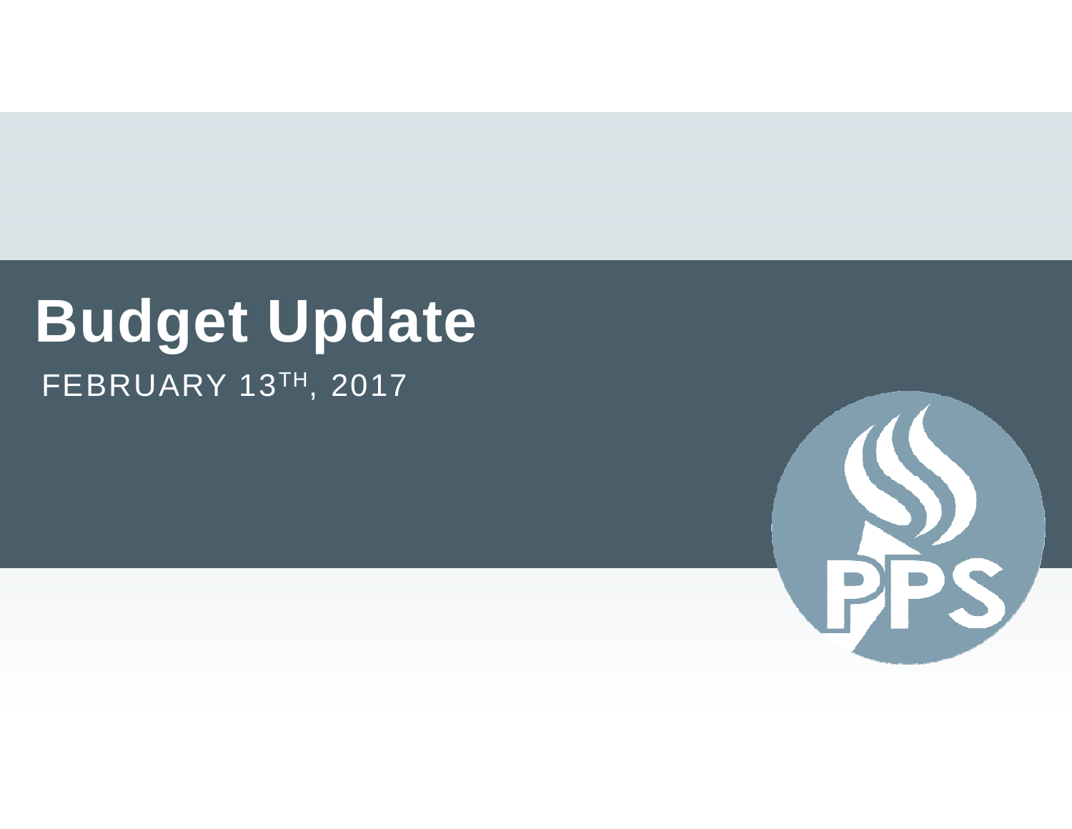# Budget Update

FEBRUARY 13TH, 2017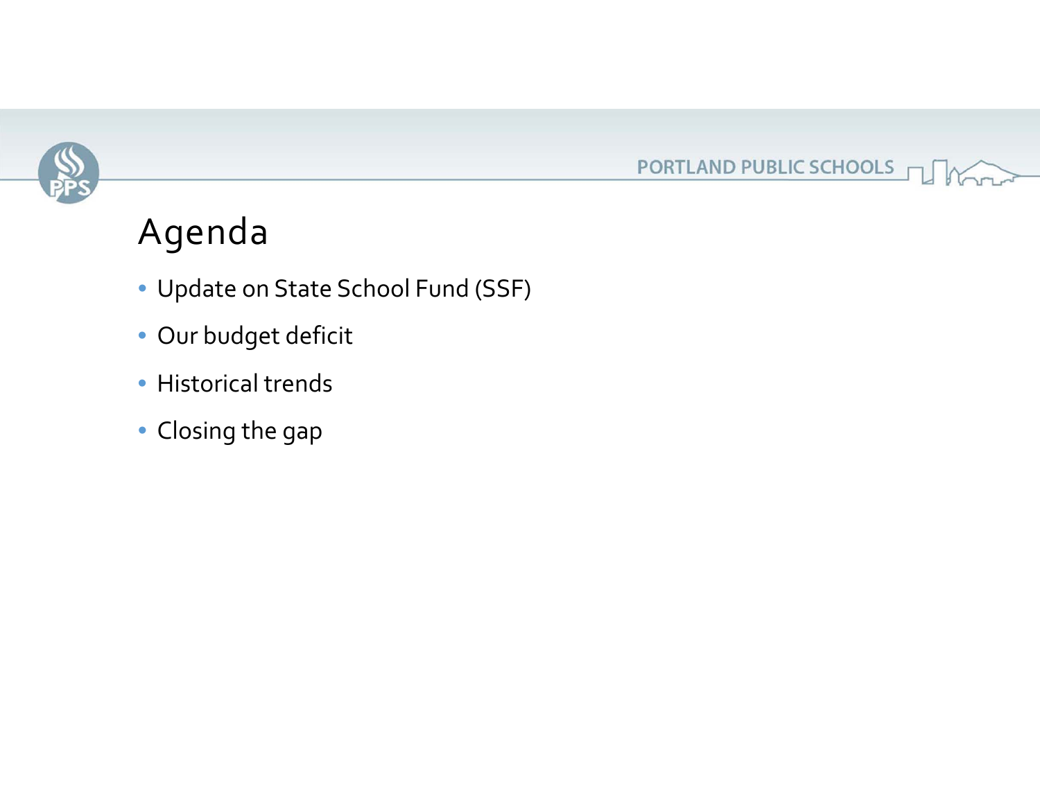# Agenda

- Update on State School Fund (SSF)
- Our budget deficit
- Historical trends
- Closing the gap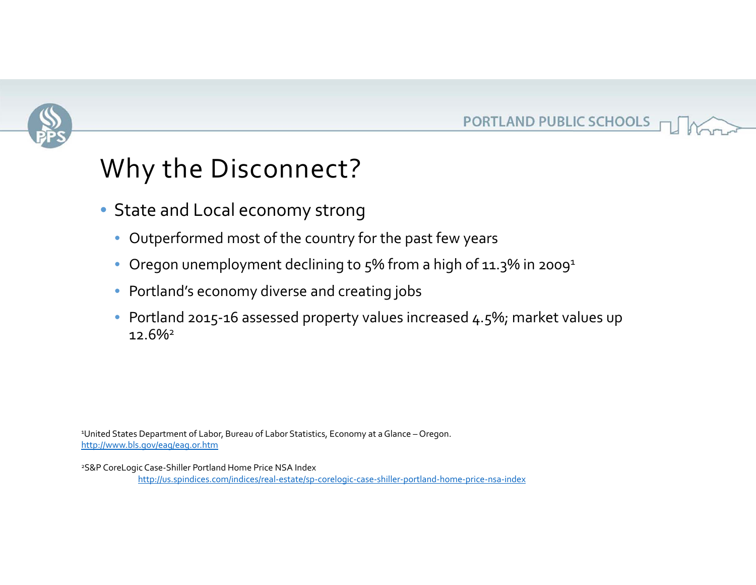# Why the Disconnect?

- State and Local economy strong
  - Outperformed most of the country for the past few years
  - Oregon unemployment declining to 5% from a high of 11.3% in 2009[1]
  - Portland's economy diverse and creating jobs
  - Portland 2015-16 assessed property values increased 4.5%; market values up 12.6%[2]

[1]United States Department of Labor, Bureau of Labor Statistics, Economy at a Glance – Oregon. http://www.bls.gov/eag/eag.or.htm

[2]S&P CoreLogic Case-Shiller Portland Home Price NSA Index http://us.spindices.com/indices/real-estate/sp-corelogic-case-shiller-portland-home-price-nsa-index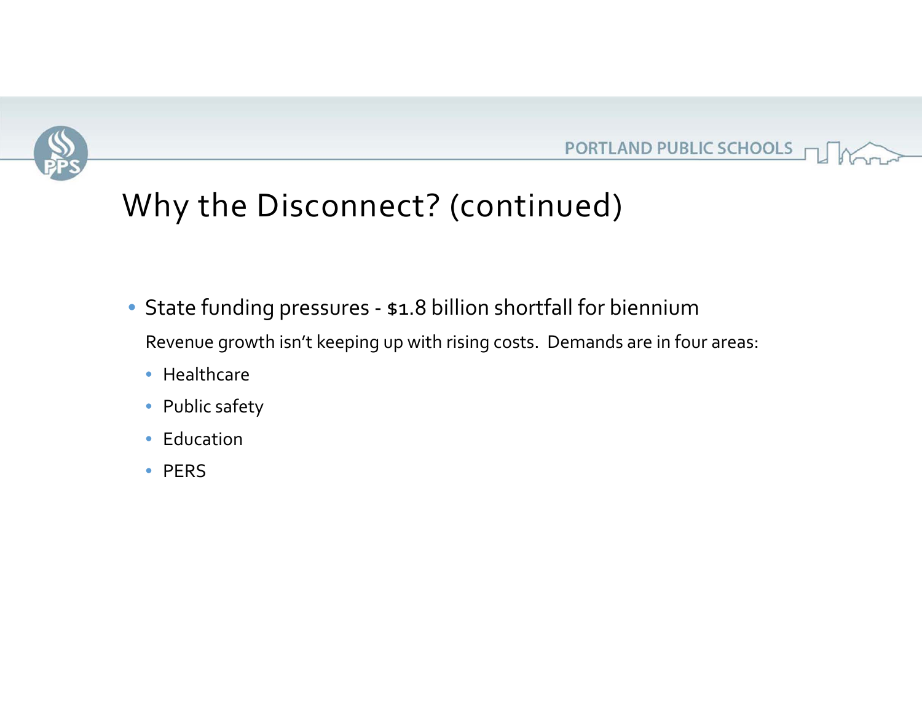# Why the Disconnect? (continued)

- State funding pressures - $1.8 billion shortfall for biennium

  Revenue growth isn't keeping up with rising costs. Demands are in four areas:

  - Healthcare
  - Public safety
  - Education
  - PERS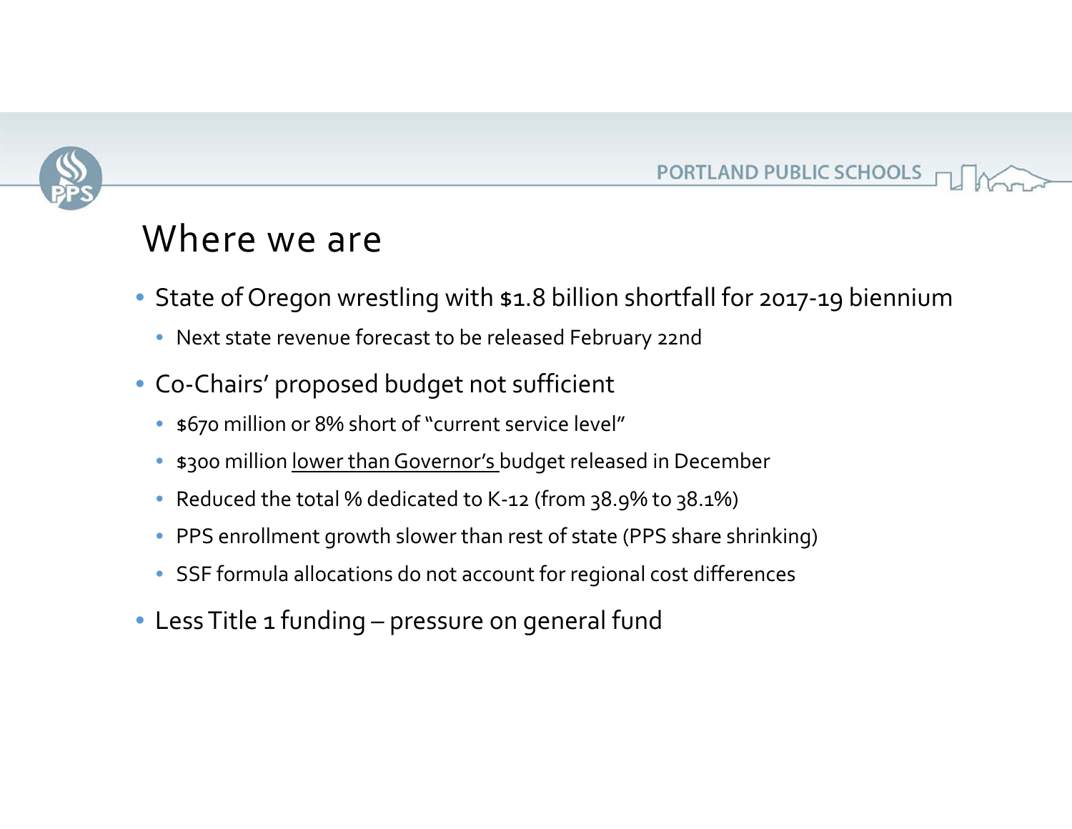# Where we are

- State of Oregon wrestling with $1.8 billion shortfall for 2017-19 biennium
  - Next state revenue forecast to be released February 22nd
- Co-Chairs' proposed budget not sufficient
  - $670 million or 8% short of "current service level"
  - $300 million lower than Governor's budget released in December
  - Reduced the total % dedicated to K-12 (from 38.9% to 38.1%)
  - PPS enrollment growth slower than rest of state (PPS share shrinking)
  - SSF formula allocations do not account for regional cost differences
- Less Title 1 funding – pressure on general fund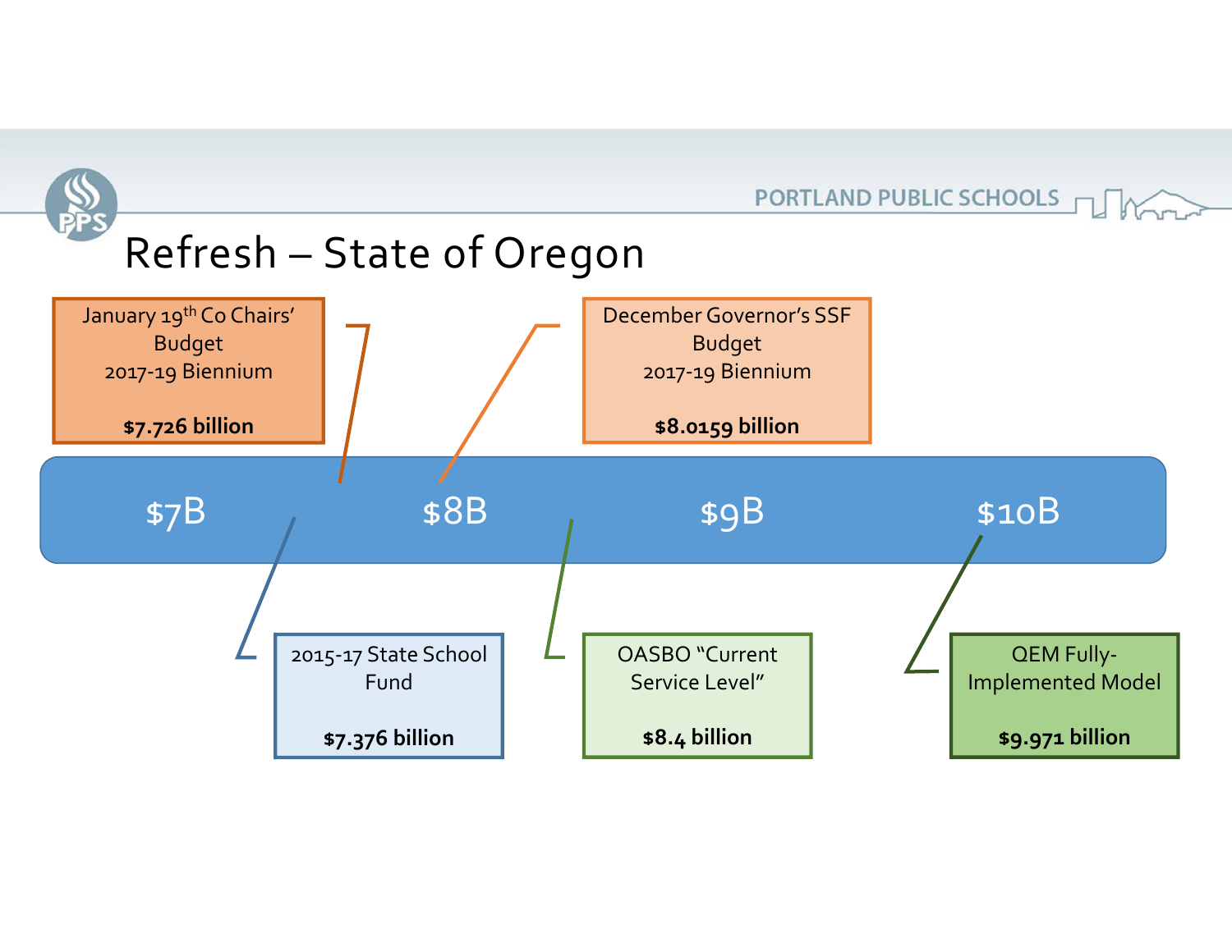# Refresh – State of Oregon

$7B | $8B | $9B | $10B

**January 19th Co Chairs' Budget 2017-19 Biennium**
**$7.726 billion**

**December Governor's SSF Budget 2017-19 Biennium**
**$8.0159 billion**

**2015-17 State School Fund**
**$7.376 billion**

**OASBO "Current Service Level"**
**$8.4 billion**

**QEM Fully-Implemented Model**
**$9.971 billion**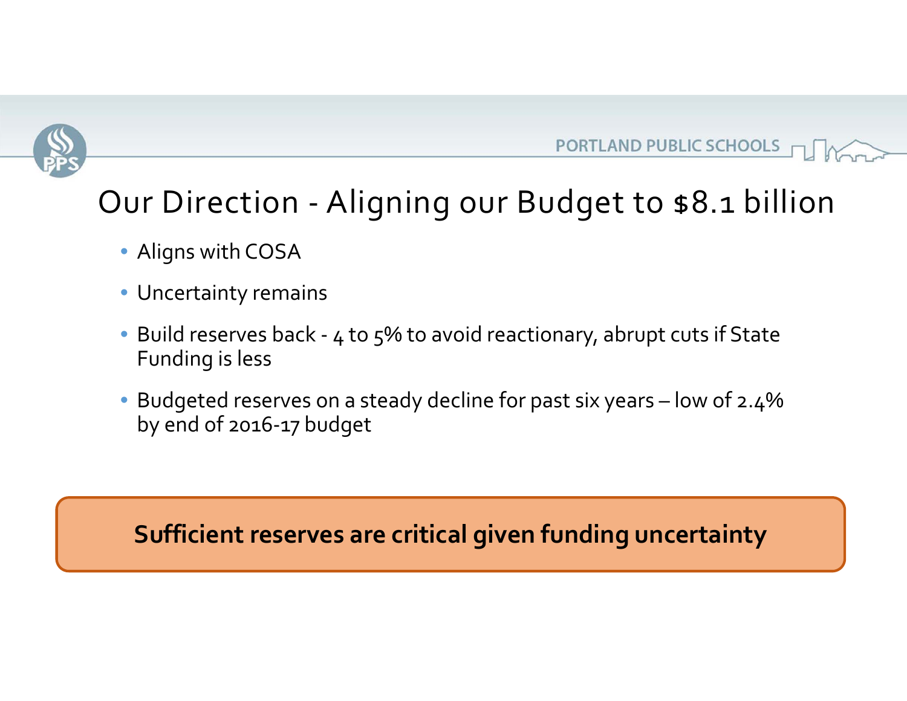# Our Direction - Aligning our Budget to $8.1 billion

- Aligns with COSA
- Uncertainty remains
- Build reserves back - 4 to 5% to avoid reactionary, abrupt cuts if State Funding is less
- Budgeted reserves on a steady decline for past six years – low of 2.4% by end of 2016-17 budget

**Sufficient reserves are critical given funding uncertainty**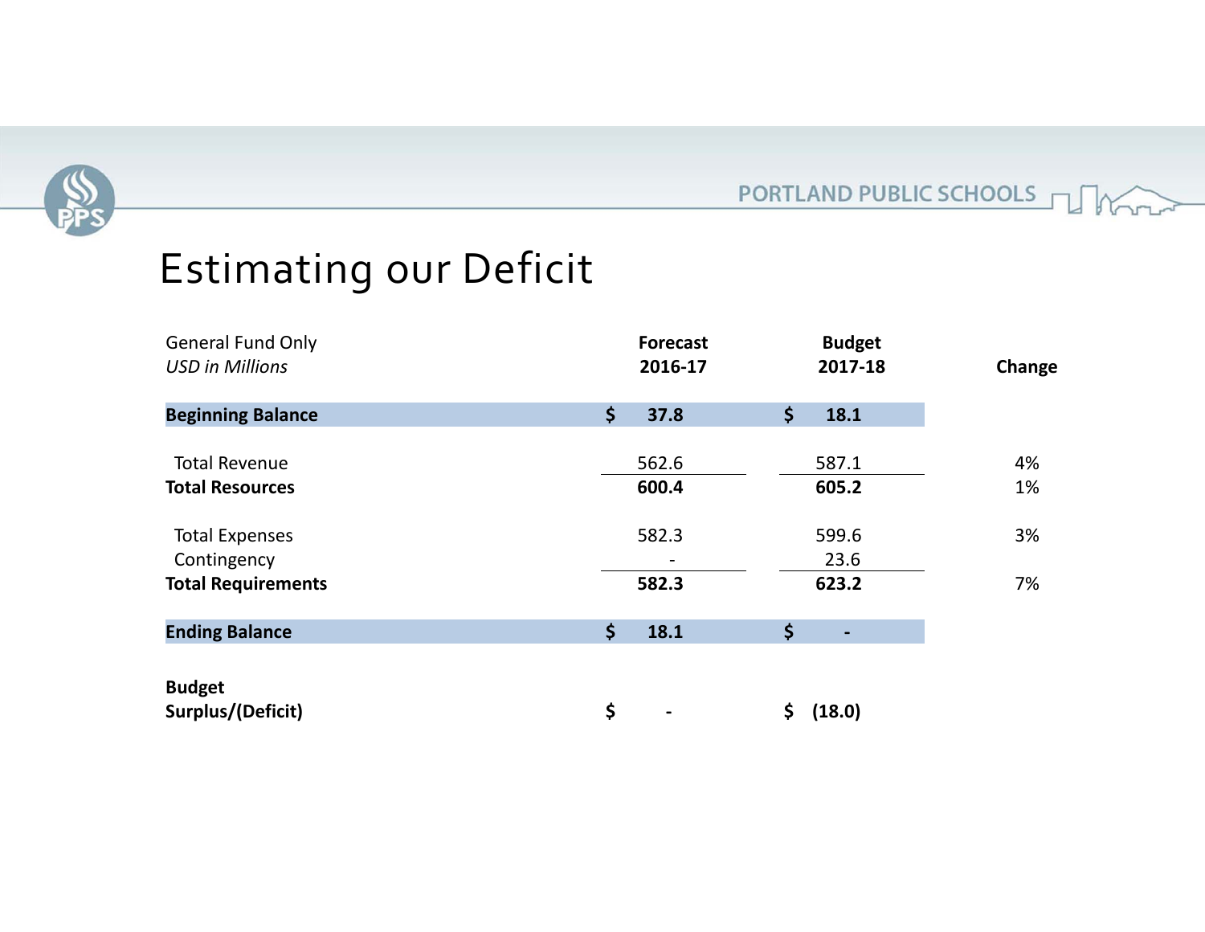# Estimating our Deficit

| General Fund Only<br>*USD in Millions* | Forecast 2016-17 | Budget 2017-18 | Change |
|---|---|---|---|
| **Beginning Balance** | **$ 37.8** | **$ 18.1** | |
| Total Revenue | 562.6 | 587.1 | 4% |
| **Total Resources** | **600.4** | **605.2** | 1% |
| Total Expenses | 582.3 | 599.6 | 3% |
| Contingency | - | 23.6 | |
| **Total Requirements** | **582.3** | **623.2** | 7% |
| **Ending Balance** | **$ 18.1** | **$ -** | |
| **Budget Surplus/(Deficit)** | **$ -** | **$ (18.0)** | |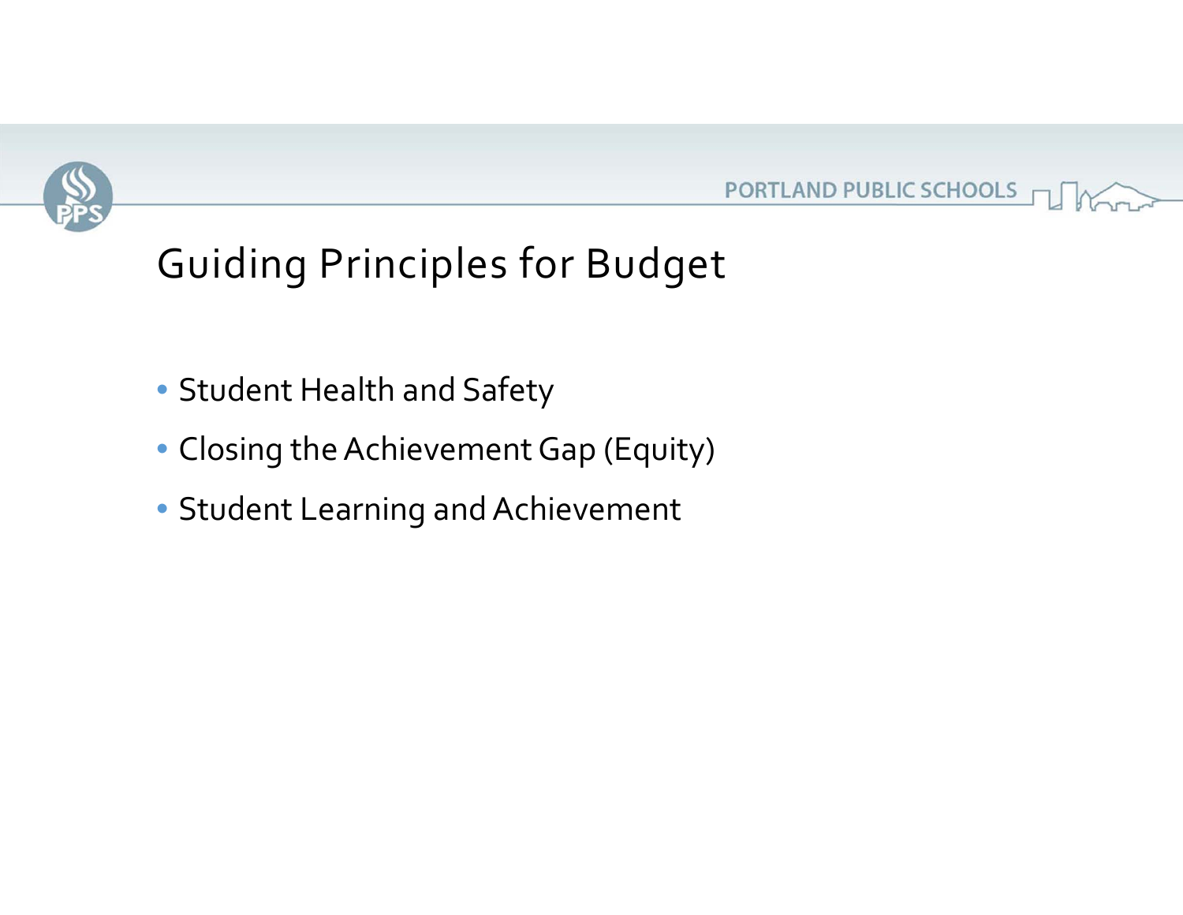# Guiding Principles for Budget

- Student Health and Safety
- Closing the Achievement Gap (Equity)
- Student Learning and Achievement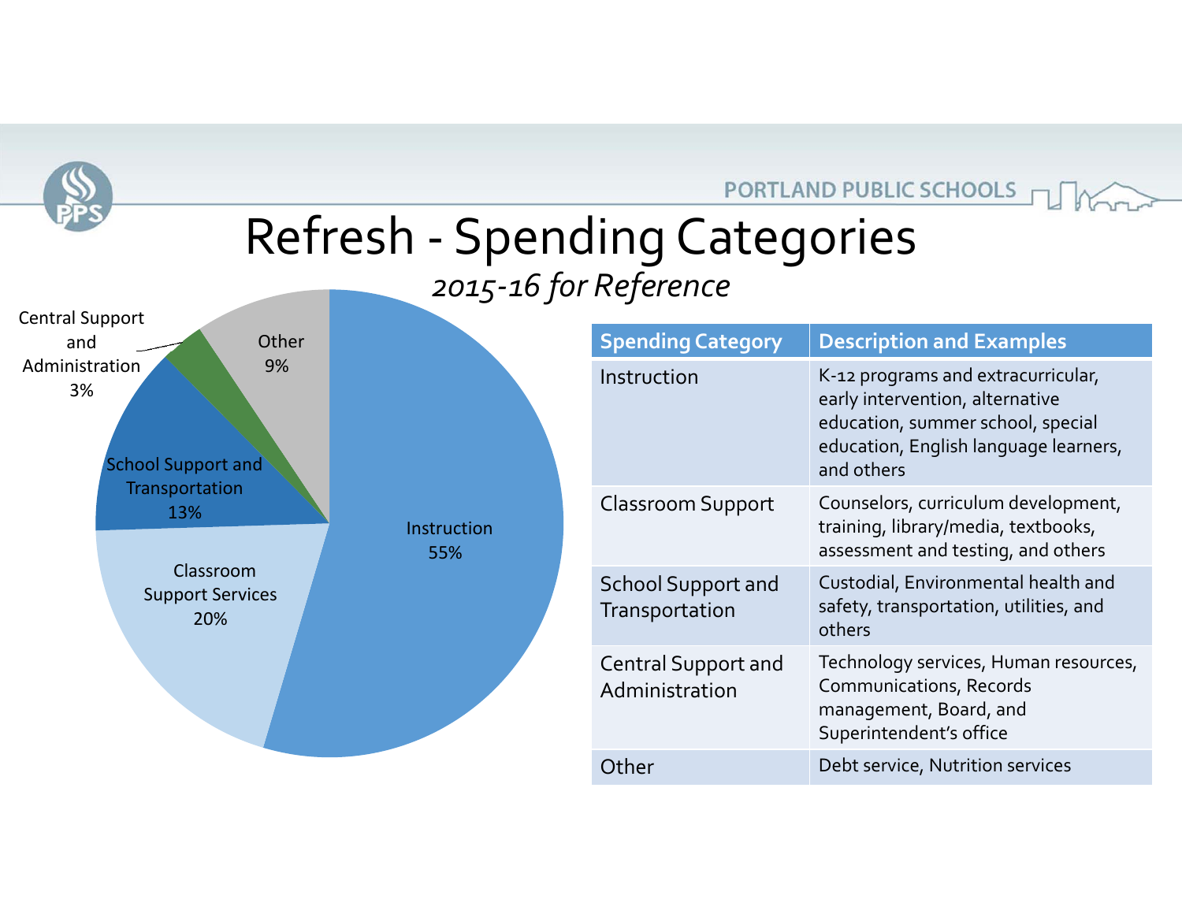# Refresh - Spending Categories

*2015-16 for Reference*

- Instruction 55%
- Classroom Support Services 20%
- School Support and Transportation 13%
- Central Support and Administration 3%
- Other 9%

| Spending Category | Description and Examples |
|---|---|
| Instruction | K-12 programs and extracurricular, early intervention, alternative education, summer school, special education, English language learners, and others |
| Classroom Support | Counselors, curriculum development, training, library/media, textbooks, assessment and testing, and others |
| School Support and Transportation | Custodial, Environmental health and safety, transportation, utilities, and others |
| Central Support and Administration | Technology services, Human resources, Communications, Records management, Board, and Superintendent's office |
| Other | Debt service, Nutrition services |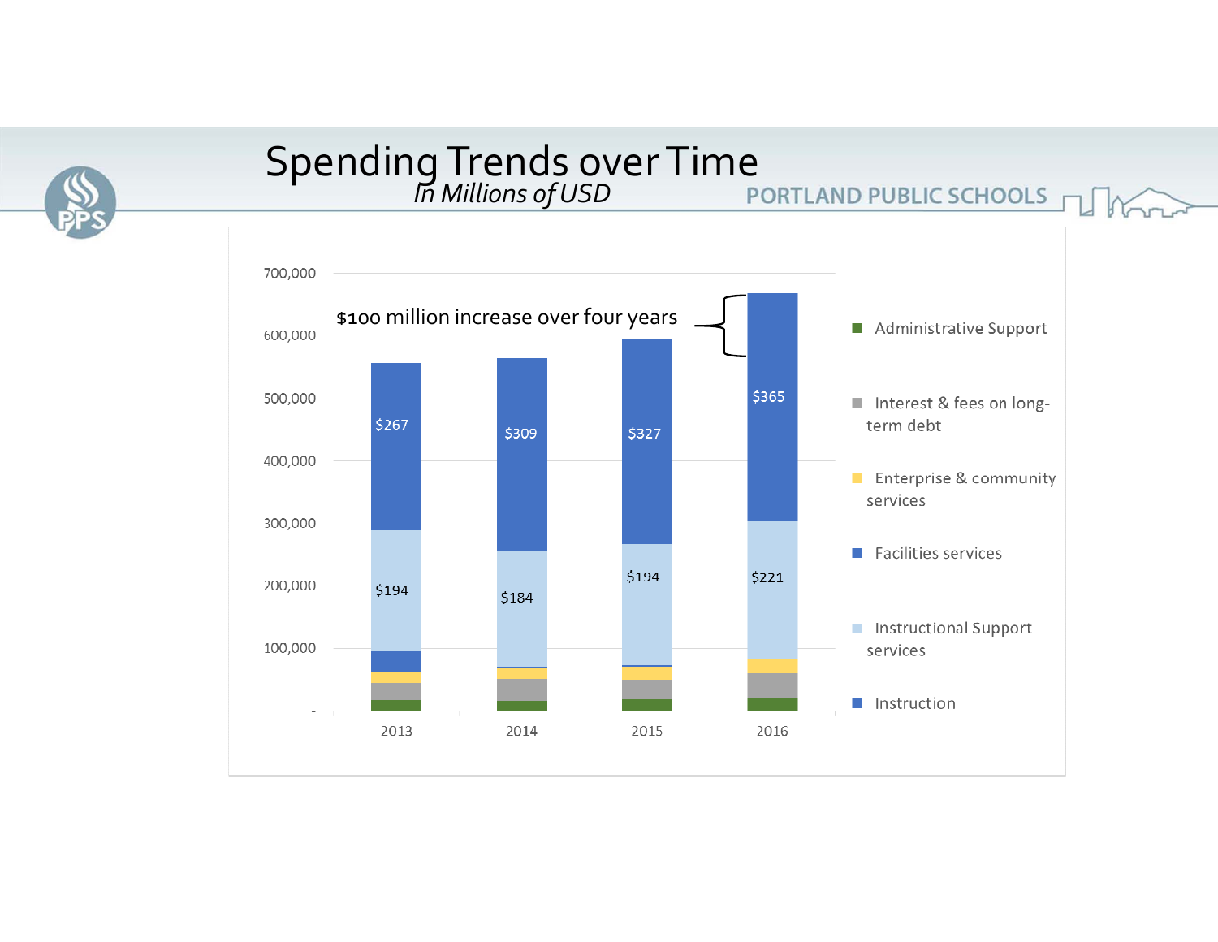# Spending Trends over Time

*In Millions of USD*

$100 million increase over four years

| | 2013 | 2014 | 2015 | 2016 |
|---|---|---|---|---|
| Facilities services | $267 | $309 | $327 | $365 |
| Instructional Support services | $194 | $184 | $194 | $221 |

Legend: Administrative Support; Interest & fees on long-term debt; Enterprise & community services; Facilities services; Instructional Support services; Instruction

Y-axis: -, 100,000, 200,000, 300,000, 400,000, 500,000, 600,000, 700,000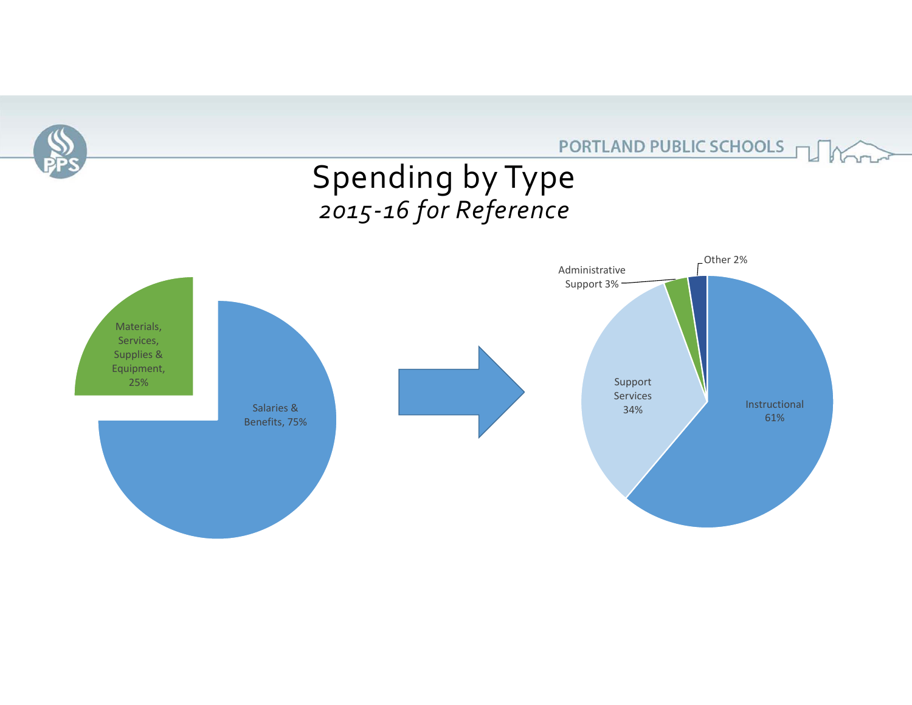# Spending by Type

*2015-16 for Reference*

Materials, Services, Supplies & Equipment, 25%

Salaries & Benefits, 75%

Administrative Support 3%

Other 2%

Support Services 34%

Instructional 61%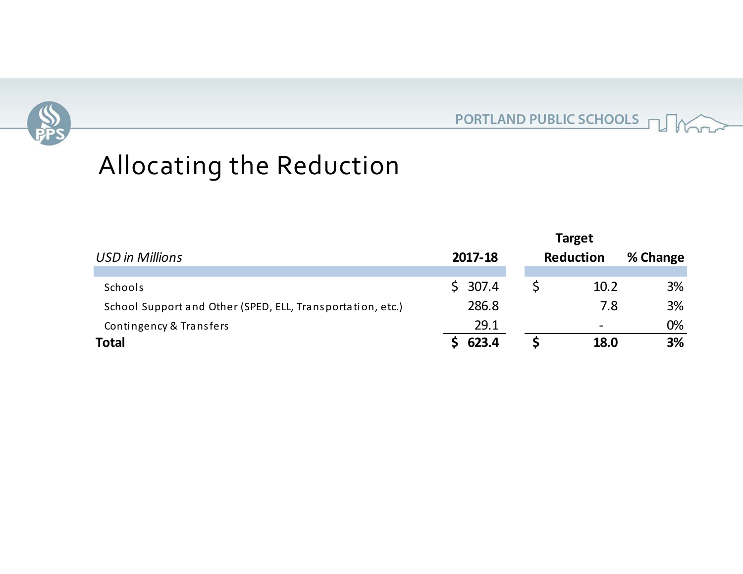# Allocating the Reduction

| *USD in Millions* | 2017-18 | Target Reduction | % Change |
|---|---|---|---|
| Schools | $ 307.4 | $ 10.2 | 3% |
| School Support and Other (SPED, ELL, Transportation, etc.) | 286.8 | 7.8 | 3% |
| Contingency & Transfers | 29.1 | - | 0% |
| **Total** | **$ 623.4** | **$ 18.0** | **3%** |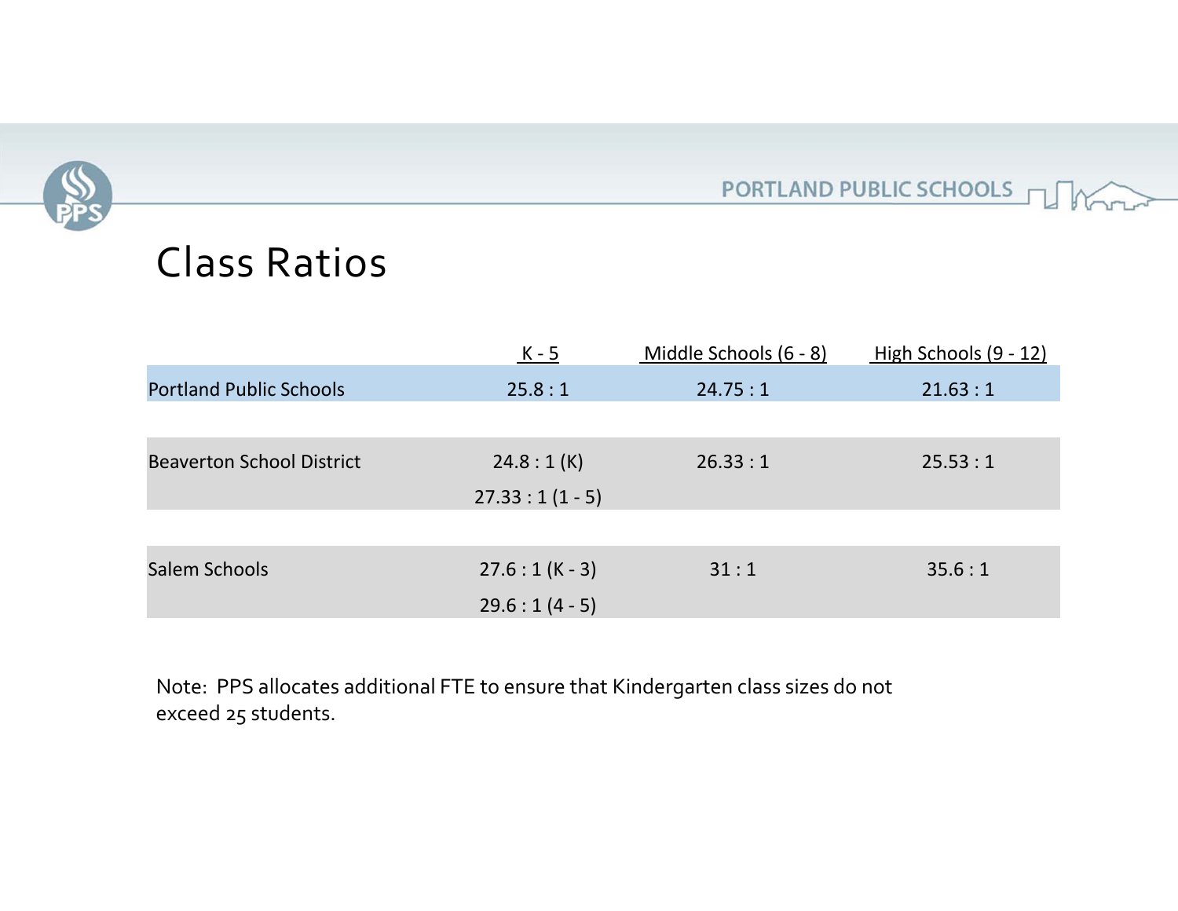# Class Ratios

| | K - 5 | Middle Schools (6 - 8) | High Schools (9 - 12) |
|---|---|---|---|
| Portland Public Schools | 25.8 : 1 | 24.75 : 1 | 21.63 : 1 |
| Beaverton School District | 24.8 : 1 (K)<br>27.33 : 1 (1 - 5) | 26.33 : 1 | 25.53 : 1 |
| Salem Schools | 27.6 : 1 (K - 3)<br>29.6 : 1 (4 - 5) | 31 : 1 | 35.6 : 1 |

Note: PPS allocates additional FTE to ensure that Kindergarten class sizes do not exceed 25 students.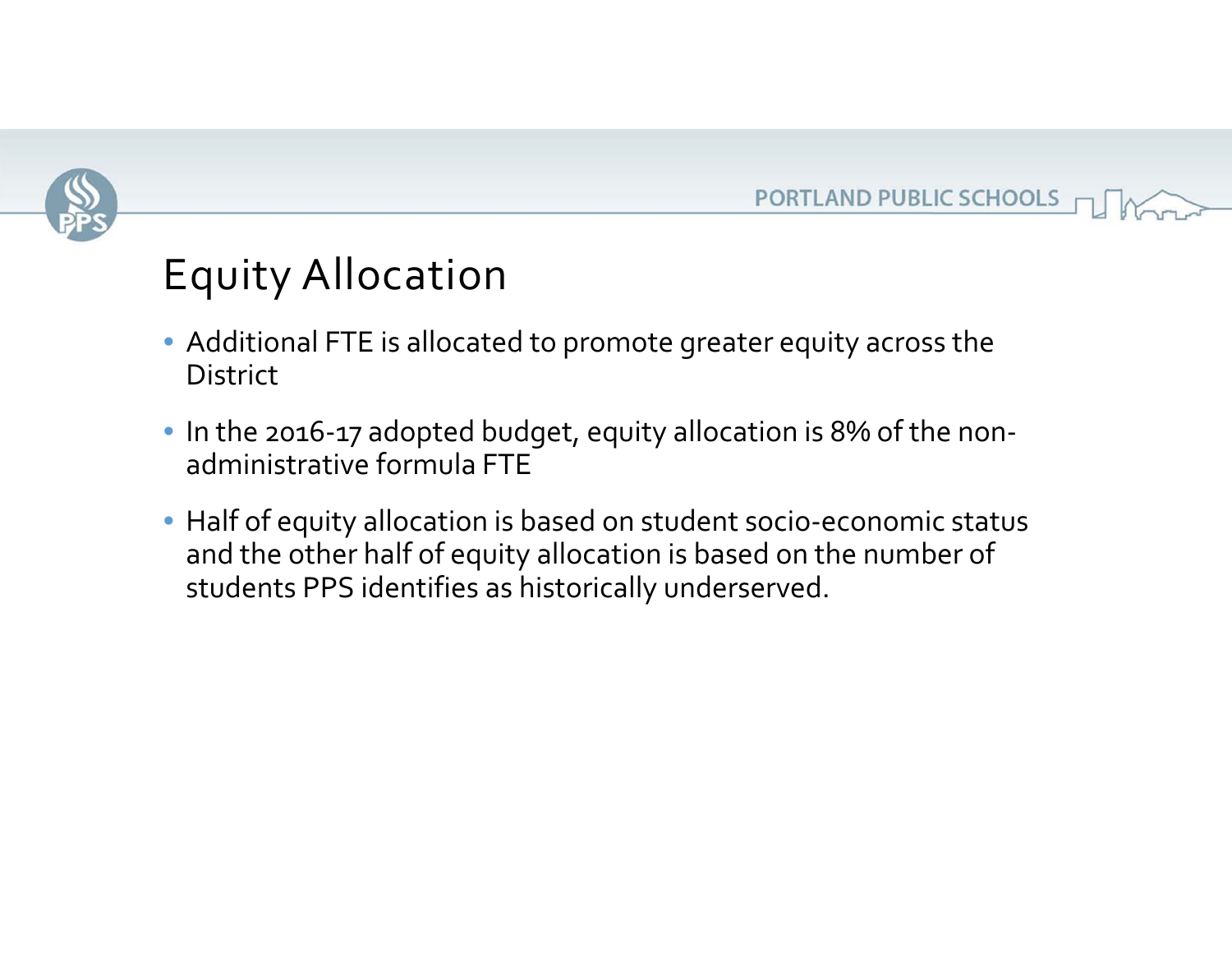# Equity Allocation

- Additional FTE is allocated to promote greater equity across the District
- In the 2016-17 adopted budget, equity allocation is 8% of the non-administrative formula FTE
- Half of equity allocation is based on student socio-economic status and the other half of equity allocation is based on the number of students PPS identifies as historically underserved.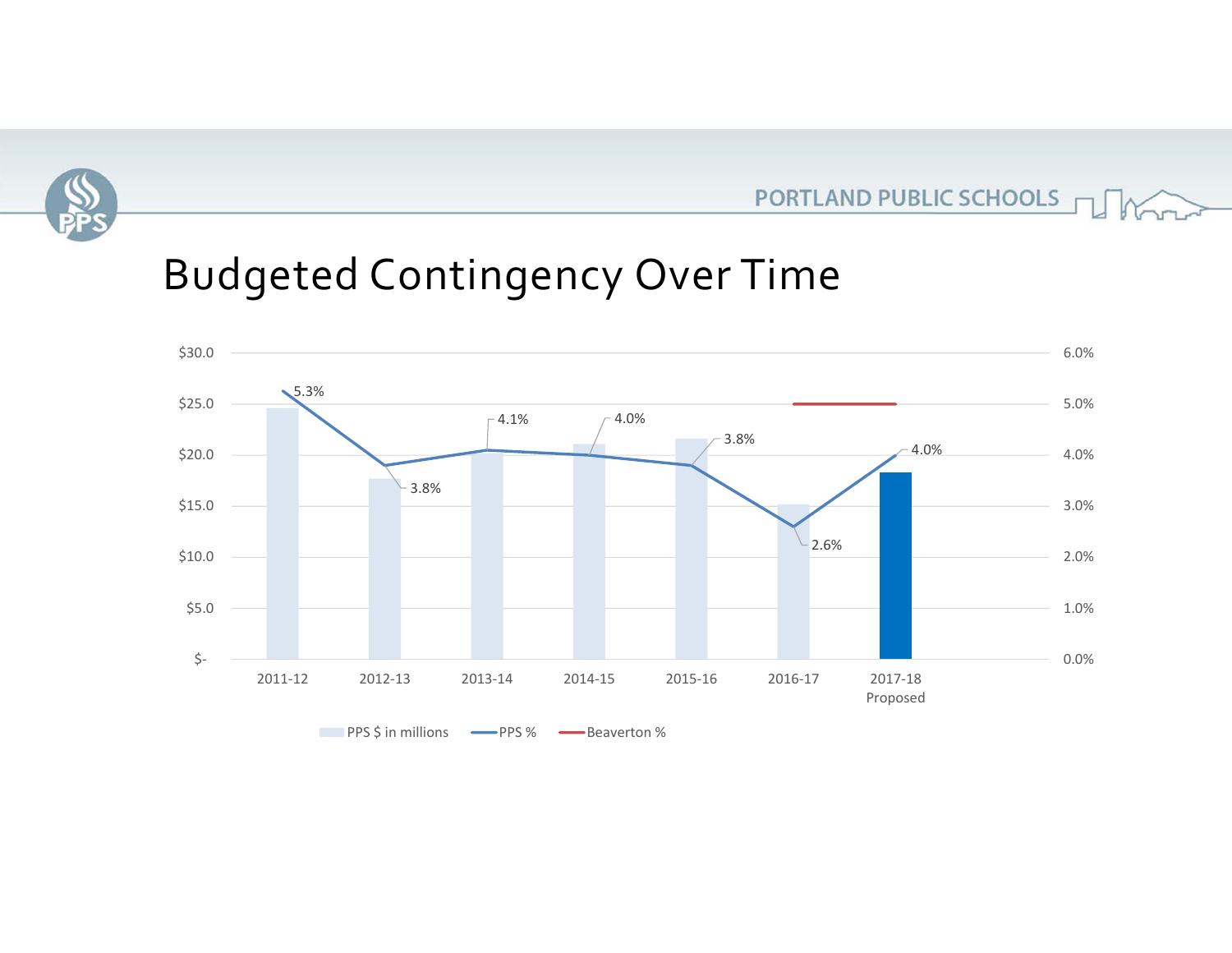# Budgeted Contingency Over Time

$30.0
$25.0
$20.0
$15.0
$10.0
$5.0
$-

6.0%
5.0%
4.0%
3.0%
2.0%
1.0%
0.0%

5.3%
3.8%
4.1%
4.0%
3.8%
2.6%
4.0%

2011-12
2012-13
2013-14
2014-15
2015-16
2016-17
2017-18 Proposed

PPS $ in millions
PPS %
Beaverton %